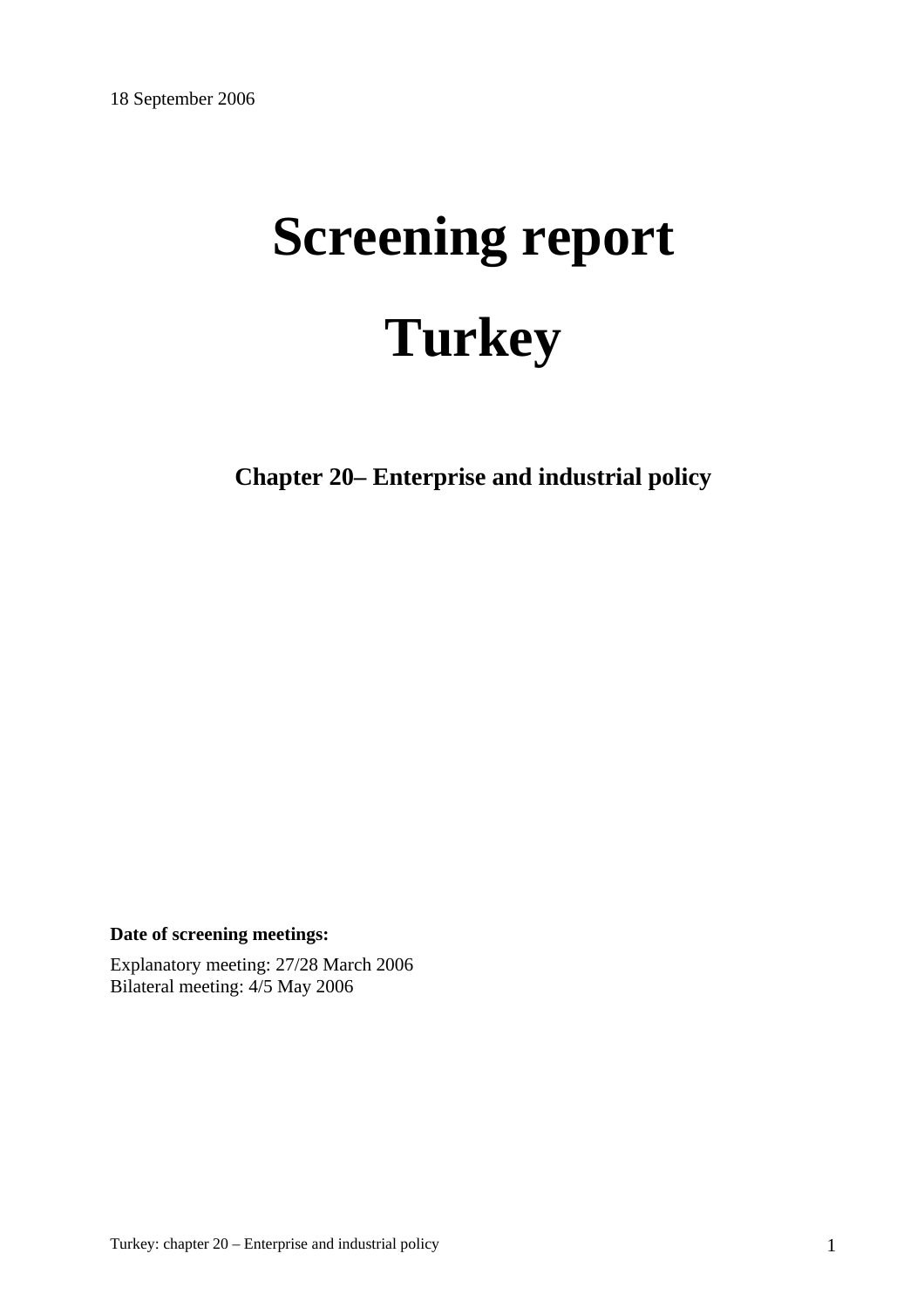18 September 2006

# Screening report

# Turkey

## Chapter 20– Enterprise and industrial policy

**Date of screening meetings:**

Explanatory meeting: 27/28 March 2006
Bilateral meeting: 4/5 May 2006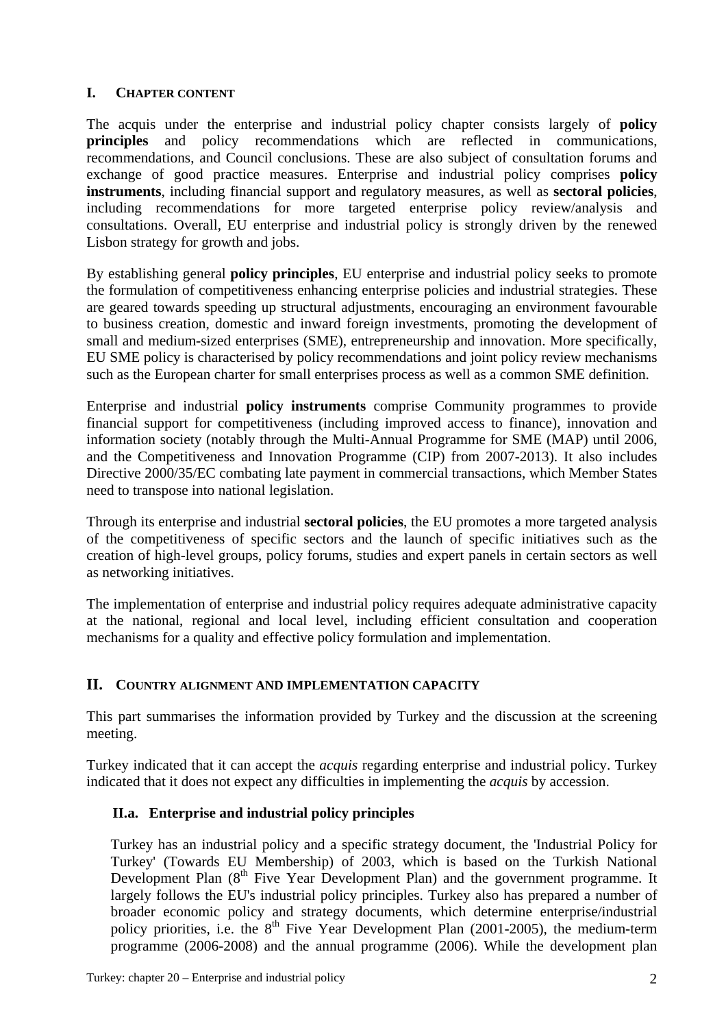## I. CHAPTER CONTENT

The acquis under the enterprise and industrial policy chapter consists largely of **policy principles** and policy recommendations which are reflected in communications, recommendations, and Council conclusions. These are also subject of consultation forums and exchange of good practice measures. Enterprise and industrial policy comprises **policy instruments**, including financial support and regulatory measures, as well as **sectoral policies**, including recommendations for more targeted enterprise policy review/analysis and consultations. Overall, EU enterprise and industrial policy is strongly driven by the renewed Lisbon strategy for growth and jobs.

By establishing general **policy principles**, EU enterprise and industrial policy seeks to promote the formulation of competitiveness enhancing enterprise policies and industrial strategies. These are geared towards speeding up structural adjustments, encouraging an environment favourable to business creation, domestic and inward foreign investments, promoting the development of small and medium-sized enterprises (SME), entrepreneurship and innovation. More specifically, EU SME policy is characterised by policy recommendations and joint policy review mechanisms such as the European charter for small enterprises process as well as a common SME definition.

Enterprise and industrial **policy instruments** comprise Community programmes to provide financial support for competitiveness (including improved access to finance), innovation and information society (notably through the Multi-Annual Programme for SME (MAP) until 2006, and the Competitiveness and Innovation Programme (CIP) from 2007-2013). It also includes Directive 2000/35/EC combating late payment in commercial transactions, which Member States need to transpose into national legislation.

Through its enterprise and industrial **sectoral policies**, the EU promotes a more targeted analysis of the competitiveness of specific sectors and the launch of specific initiatives such as the creation of high-level groups, policy forums, studies and expert panels in certain sectors as well as networking initiatives.

The implementation of enterprise and industrial policy requires adequate administrative capacity at the national, regional and local level, including efficient consultation and cooperation mechanisms for a quality and effective policy formulation and implementation.

## II. COUNTRY ALIGNMENT AND IMPLEMENTATION CAPACITY

This part summarises the information provided by Turkey and the discussion at the screening meeting.

Turkey indicated that it can accept the *acquis* regarding enterprise and industrial policy. Turkey indicated that it does not expect any difficulties in implementing the *acquis* by accession.

### II.a. Enterprise and industrial policy principles

Turkey has an industrial policy and a specific strategy document, the 'Industrial Policy for Turkey' (Towards EU Membership) of 2003, which is based on the Turkish National Development Plan (8th Five Year Development Plan) and the government programme. It largely follows the EU's industrial policy principles. Turkey also has prepared a number of broader economic policy and strategy documents, which determine enterprise/industrial policy priorities, i.e. the 8th Five Year Development Plan (2001-2005), the medium-term programme (2006-2008) and the annual programme (2006). While the development plan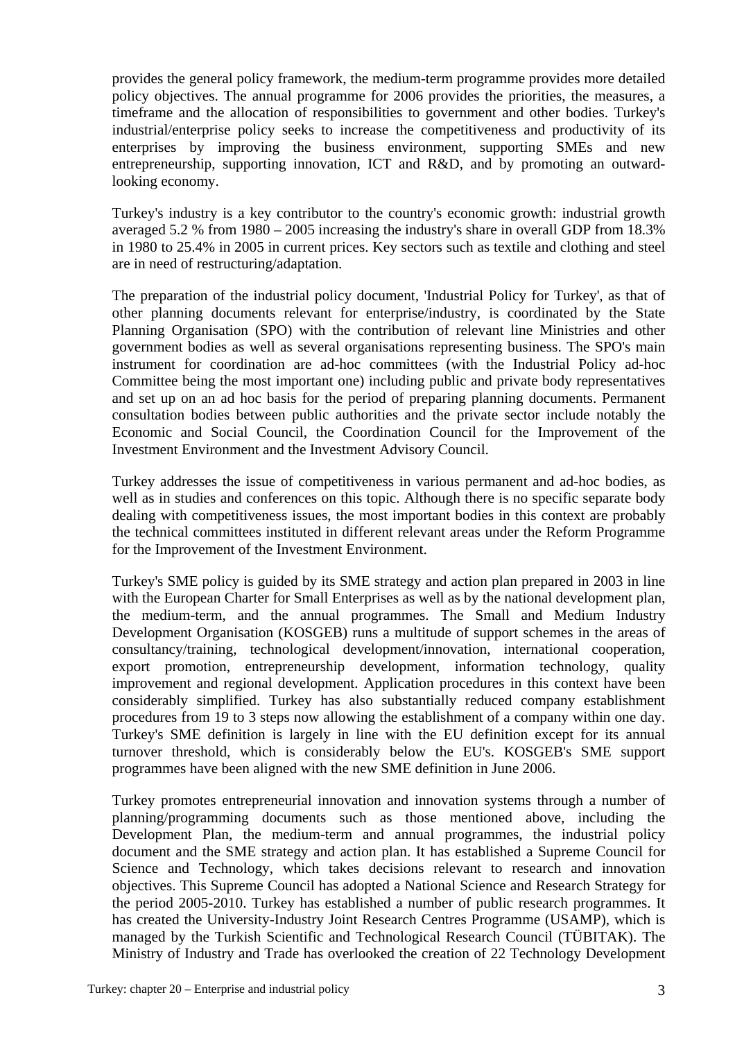provides the general policy framework, the medium-term programme provides more detailed policy objectives. The annual programme for 2006 provides the priorities, the measures, a timeframe and the allocation of responsibilities to government and other bodies. Turkey's industrial/enterprise policy seeks to increase the competitiveness and productivity of its enterprises by improving the business environment, supporting SMEs and new entrepreneurship, supporting innovation, ICT and R&D, and by promoting an outward-looking economy.

Turkey's industry is a key contributor to the country's economic growth: industrial growth averaged 5.2 % from 1980 – 2005 increasing the industry's share in overall GDP from 18.3% in 1980 to 25.4% in 2005 in current prices. Key sectors such as textile and clothing and steel are in need of restructuring/adaptation.

The preparation of the industrial policy document, 'Industrial Policy for Turkey', as that of other planning documents relevant for enterprise/industry, is coordinated by the State Planning Organisation (SPO) with the contribution of relevant line Ministries and other government bodies as well as several organisations representing business. The SPO's main instrument for coordination are ad-hoc committees (with the Industrial Policy ad-hoc Committee being the most important one) including public and private body representatives and set up on an ad hoc basis for the period of preparing planning documents. Permanent consultation bodies between public authorities and the private sector include notably the Economic and Social Council, the Coordination Council for the Improvement of the Investment Environment and the Investment Advisory Council.

Turkey addresses the issue of competitiveness in various permanent and ad-hoc bodies, as well as in studies and conferences on this topic. Although there is no specific separate body dealing with competitiveness issues, the most important bodies in this context are probably the technical committees instituted in different relevant areas under the Reform Programme for the Improvement of the Investment Environment.

Turkey's SME policy is guided by its SME strategy and action plan prepared in 2003 in line with the European Charter for Small Enterprises as well as by the national development plan, the medium-term, and the annual programmes. The Small and Medium Industry Development Organisation (KOSGEB) runs a multitude of support schemes in the areas of consultancy/training, technological development/innovation, international cooperation, export promotion, entrepreneurship development, information technology, quality improvement and regional development. Application procedures in this context have been considerably simplified. Turkey has also substantially reduced company establishment procedures from 19 to 3 steps now allowing the establishment of a company within one day. Turkey's SME definition is largely in line with the EU definition except for its annual turnover threshold, which is considerably below the EU's. KOSGEB's SME support programmes have been aligned with the new SME definition in June 2006.

Turkey promotes entrepreneurial innovation and innovation systems through a number of planning/programming documents such as those mentioned above, including the Development Plan, the medium-term and annual programmes, the industrial policy document and the SME strategy and action plan. It has established a Supreme Council for Science and Technology, which takes decisions relevant to research and innovation objectives. This Supreme Council has adopted a National Science and Research Strategy for the period 2005-2010. Turkey has established a number of public research programmes. It has created the University-Industry Joint Research Centres Programme (USAMP), which is managed by the Turkish Scientific and Technological Research Council (TÜBITAK). The Ministry of Industry and Trade has overlooked the creation of 22 Technology Development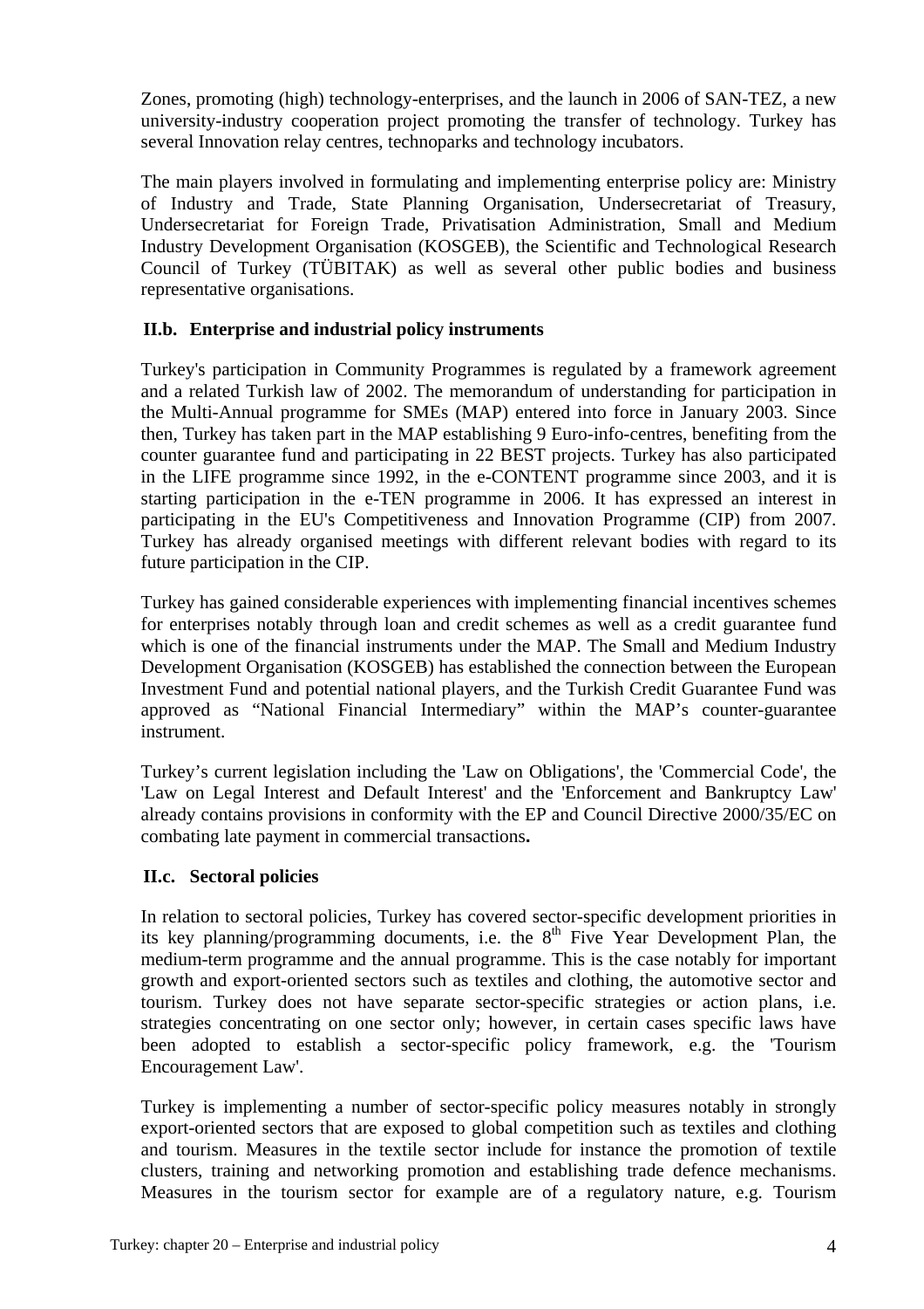Zones, promoting (high) technology-enterprises, and the launch in 2006 of SAN-TEZ, a new university-industry cooperation project promoting the transfer of technology. Turkey has several Innovation relay centres, technoparks and technology incubators.

The main players involved in formulating and implementing enterprise policy are: Ministry of Industry and Trade, State Planning Organisation, Undersecretariat of Treasury, Undersecretariat for Foreign Trade, Privatisation Administration, Small and Medium Industry Development Organisation (KOSGEB), the Scientific and Technological Research Council of Turkey (TÜBITAK) as well as several other public bodies and business representative organisations.

### II.b. Enterprise and industrial policy instruments

Turkey's participation in Community Programmes is regulated by a framework agreement and a related Turkish law of 2002. The memorandum of understanding for participation in the Multi-Annual programme for SMEs (MAP) entered into force in January 2003. Since then, Turkey has taken part in the MAP establishing 9 Euro-info-centres, benefiting from the counter guarantee fund and participating in 22 BEST projects. Turkey has also participated in the LIFE programme since 1992, in the e-CONTENT programme since 2003, and it is starting participation in the e-TEN programme in 2006. It has expressed an interest in participating in the EU's Competitiveness and Innovation Programme (CIP) from 2007. Turkey has already organised meetings with different relevant bodies with regard to its future participation in the CIP.

Turkey has gained considerable experiences with implementing financial incentives schemes for enterprises notably through loan and credit schemes as well as a credit guarantee fund which is one of the financial instruments under the MAP. The Small and Medium Industry Development Organisation (KOSGEB) has established the connection between the European Investment Fund and potential national players, and the Turkish Credit Guarantee Fund was approved as "National Financial Intermediary" within the MAP's counter-guarantee instrument.

Turkey's current legislation including the 'Law on Obligations', the 'Commercial Code', the 'Law on Legal Interest and Default Interest' and the 'Enforcement and Bankruptcy Law' already contains provisions in conformity with the EP and Council Directive 2000/35/EC on combating late payment in commercial transactions**.**

### II.c. Sectoral policies

In relation to sectoral policies, Turkey has covered sector-specific development priorities in its key planning/programming documents, i.e. the 8th Five Year Development Plan, the medium-term programme and the annual programme. This is the case notably for important growth and export-oriented sectors such as textiles and clothing, the automotive sector and tourism. Turkey does not have separate sector-specific strategies or action plans, i.e. strategies concentrating on one sector only; however, in certain cases specific laws have been adopted to establish a sector-specific policy framework, e.g. the 'Tourism Encouragement Law'.

Turkey is implementing a number of sector-specific policy measures notably in strongly export-oriented sectors that are exposed to global competition such as textiles and clothing and tourism. Measures in the textile sector include for instance the promotion of textile clusters, training and networking promotion and establishing trade defence mechanisms. Measures in the tourism sector for example are of a regulatory nature, e.g. Tourism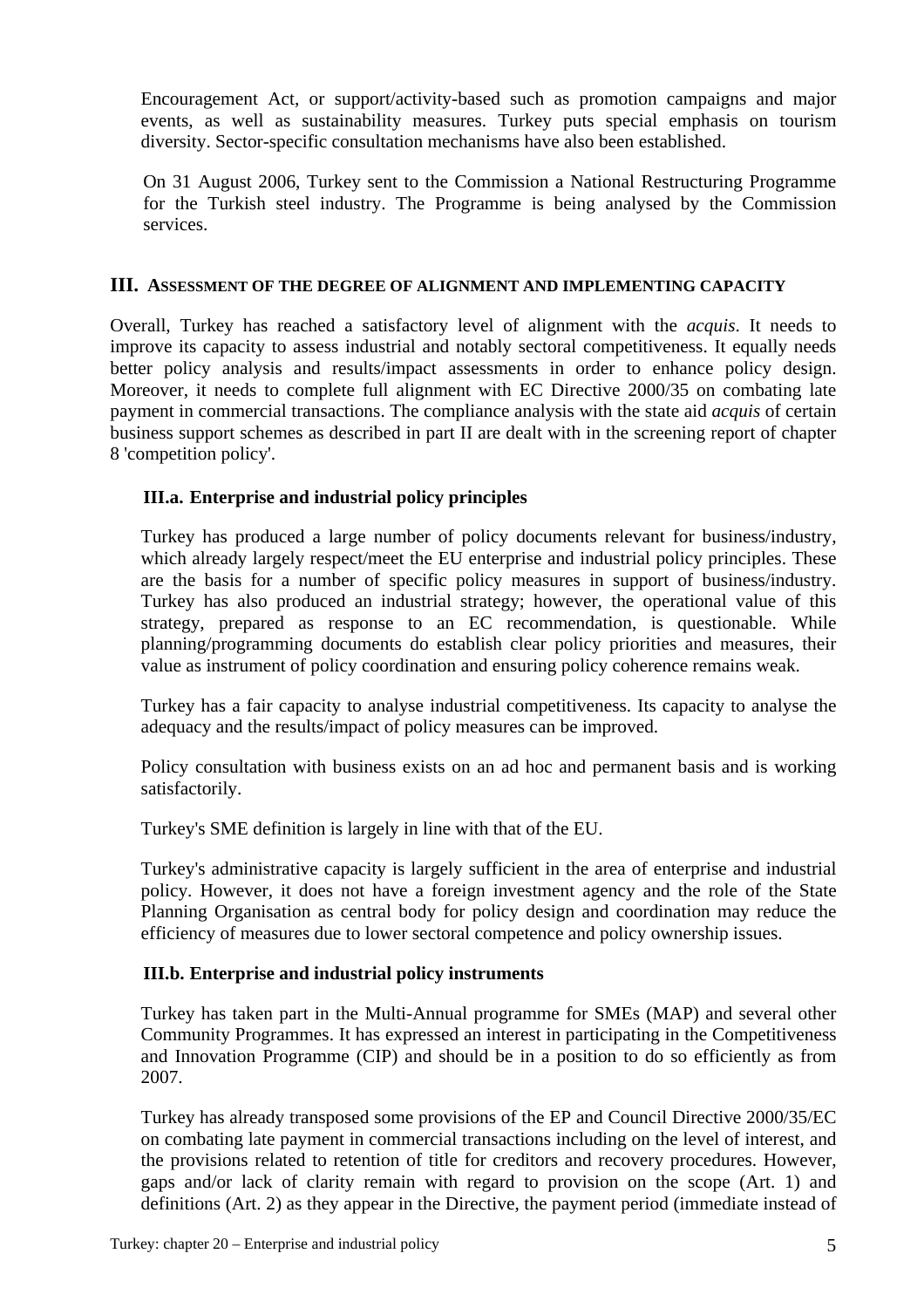Encouragement Act, or support/activity-based such as promotion campaigns and major events, as well as sustainability measures. Turkey puts special emphasis on tourism diversity. Sector-specific consultation mechanisms have also been established.

On 31 August 2006, Turkey sent to the Commission a National Restructuring Programme for the Turkish steel industry. The Programme is being analysed by the Commission services.

## III. Assessment of the degree of alignment and implementing capacity

Overall, Turkey has reached a satisfactory level of alignment with the *acquis*. It needs to improve its capacity to assess industrial and notably sectoral competitiveness. It equally needs better policy analysis and results/impact assessments in order to enhance policy design. Moreover, it needs to complete full alignment with EC Directive 2000/35 on combating late payment in commercial transactions. The compliance analysis with the state aid *acquis* of certain business support schemes as described in part II are dealt with in the screening report of chapter 8 'competition policy'.

### III.a. Enterprise and industrial policy principles

Turkey has produced a large number of policy documents relevant for business/industry, which already largely respect/meet the EU enterprise and industrial policy principles. These are the basis for a number of specific policy measures in support of business/industry. Turkey has also produced an industrial strategy; however, the operational value of this strategy, prepared as response to an EC recommendation, is questionable. While planning/programming documents do establish clear policy priorities and measures, their value as instrument of policy coordination and ensuring policy coherence remains weak.

Turkey has a fair capacity to analyse industrial competitiveness. Its capacity to analyse the adequacy and the results/impact of policy measures can be improved.

Policy consultation with business exists on an ad hoc and permanent basis and is working satisfactorily.

Turkey's SME definition is largely in line with that of the EU.

Turkey's administrative capacity is largely sufficient in the area of enterprise and industrial policy. However, it does not have a foreign investment agency and the role of the State Planning Organisation as central body for policy design and coordination may reduce the efficiency of measures due to lower sectoral competence and policy ownership issues.

### III.b. Enterprise and industrial policy instruments

Turkey has taken part in the Multi-Annual programme for SMEs (MAP) and several other Community Programmes. It has expressed an interest in participating in the Competitiveness and Innovation Programme (CIP) and should be in a position to do so efficiently as from 2007.

Turkey has already transposed some provisions of the EP and Council Directive 2000/35/EC on combating late payment in commercial transactions including on the level of interest, and the provisions related to retention of title for creditors and recovery procedures. However, gaps and/or lack of clarity remain with regard to provision on the scope (Art. 1) and definitions (Art. 2) as they appear in the Directive, the payment period (immediate instead of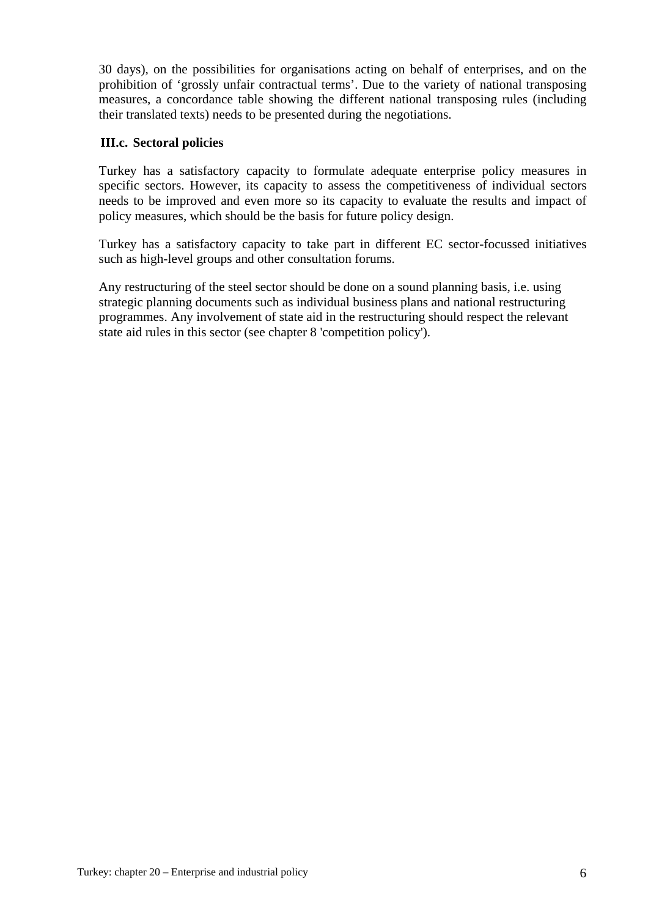30 days), on the possibilities for organisations acting on behalf of enterprises, and on the prohibition of 'grossly unfair contractual terms'. Due to the variety of national transposing measures, a concordance table showing the different national transposing rules (including their translated texts) needs to be presented during the negotiations.

### III.c. Sectoral policies

Turkey has a satisfactory capacity to formulate adequate enterprise policy measures in specific sectors. However, its capacity to assess the competitiveness of individual sectors needs to be improved and even more so its capacity to evaluate the results and impact of policy measures, which should be the basis for future policy design.

Turkey has a satisfactory capacity to take part in different EC sector-focussed initiatives such as high-level groups and other consultation forums.

Any restructuring of the steel sector should be done on a sound planning basis, i.e. using strategic planning documents such as individual business plans and national restructuring programmes. Any involvement of state aid in the restructuring should respect the relevant state aid rules in this sector (see chapter 8 'competition policy').